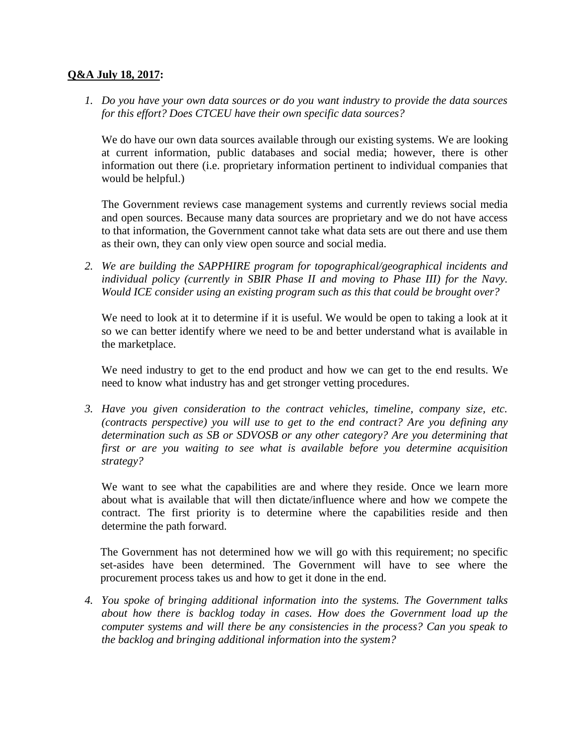**<u>Q&A July 18, 2017</u>:**

1. *Do you have your own data sources or do you want industry to provide the data sources for this effort? Does CTCEU have their own specific data sources?*

   We do have our own data sources available through our existing systems. We are looking at current information, public databases and social media; however, there is other information out there (i.e. proprietary information pertinent to individual companies that would be helpful.)

   The Government reviews case management systems and currently reviews social media and open sources. Because many data sources are proprietary and we do not have access to that information, the Government cannot take what data sets are out there and use them as their own, they can only view open source and social media.

2. *We are building the SAPPHIRE program for topographical/geographical incidents and individual policy (currently in SBIR Phase II and moving to Phase III) for the Navy. Would ICE consider using an existing program such as this that could be brought over?*

   We need to look at it to determine if it is useful. We would be open to taking a look at it so we can better identify where we need to be and better understand what is available in the marketplace.

   We need industry to get to the end product and how we can get to the end results. We need to know what industry has and get stronger vetting procedures.

3. *Have you given consideration to the contract vehicles, timeline, company size, etc. (contracts perspective) you will use to get to the end contract? Are you defining any determination such as SB or SDVOSB or any other category? Are you determining that first or are you waiting to see what is available before you determine acquisition strategy?*

   We want to see what the capabilities are and where they reside. Once we learn more about what is available that will then dictate/influence where and how we compete the contract. The first priority is to determine where the capabilities reside and then determine the path forward.

   The Government has not determined how we will go with this requirement; no specific set-asides have been determined. The Government will have to see where the procurement process takes us and how to get it done in the end.

4. *You spoke of bringing additional information into the systems. The Government talks about how there is backlog today in cases. How does the Government load up the computer systems and will there be any consistencies in the process? Can you speak to the backlog and bringing additional information into the system?*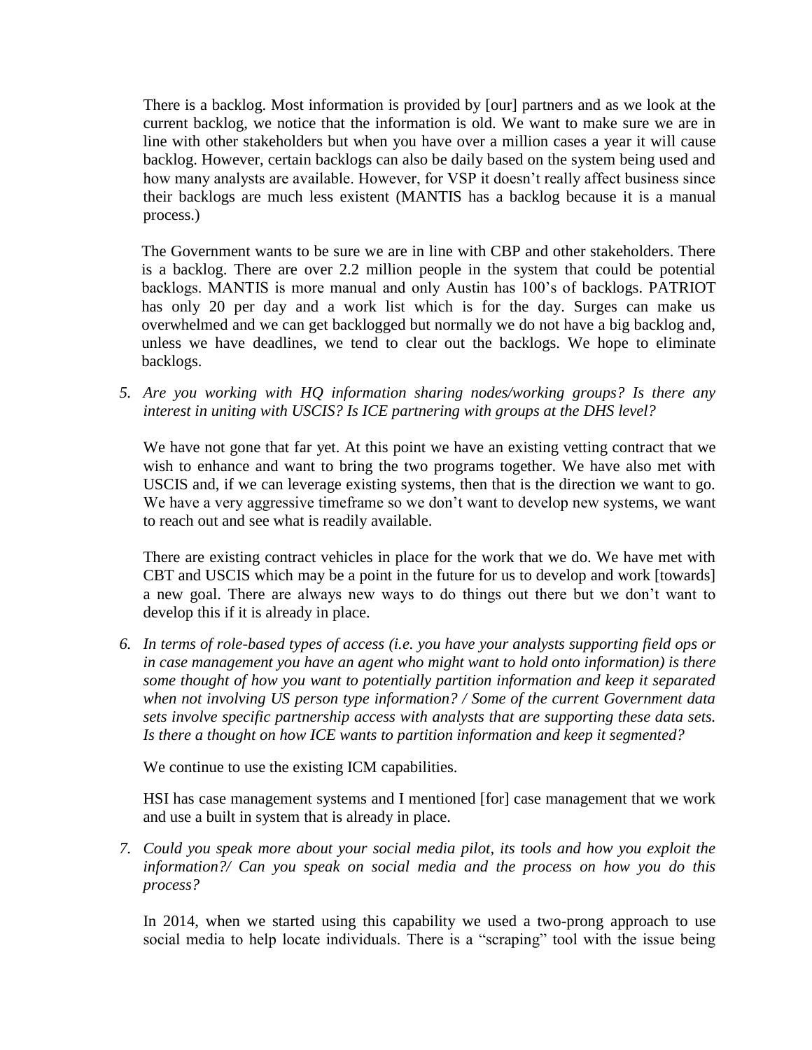There is a backlog. Most information is provided by [our] partners and as we look at the current backlog, we notice that the information is old. We want to make sure we are in line with other stakeholders but when you have over a million cases a year it will cause backlog. However, certain backlogs can also be daily based on the system being used and how many analysts are available. However, for VSP it doesn't really affect business since their backlogs are much less existent (MANTIS has a backlog because it is a manual process.)

The Government wants to be sure we are in line with CBP and other stakeholders. There is a backlog. There are over 2.2 million people in the system that could be potential backlogs. MANTIS is more manual and only Austin has 100's of backlogs. PATRIOT has only 20 per day and a work list which is for the day. Surges can make us overwhelmed and we can get backlogged but normally we do not have a big backlog and, unless we have deadlines, we tend to clear out the backlogs. We hope to eliminate backlogs.

5. *Are you working with HQ information sharing nodes/working groups? Is there any interest in uniting with USCIS? Is ICE partnering with groups at the DHS level?*

   We have not gone that far yet. At this point we have an existing vetting contract that we wish to enhance and want to bring the two programs together. We have also met with USCIS and, if we can leverage existing systems, then that is the direction we want to go. We have a very aggressive timeframe so we don't want to develop new systems, we want to reach out and see what is readily available.

   There are existing contract vehicles in place for the work that we do. We have met with CBT and USCIS which may be a point in the future for us to develop and work [towards] a new goal. There are always new ways to do things out there but we don't want to develop this if it is already in place.

6. *In terms of role-based types of access (i.e. you have your analysts supporting field ops or in case management you have an agent who might want to hold onto information) is there some thought of how you want to potentially partition information and keep it separated when not involving US person type information? / Some of the current Government data sets involve specific partnership access with analysts that are supporting these data sets. Is there a thought on how ICE wants to partition information and keep it segmented?*

   We continue to use the existing ICM capabilities.

   HSI has case management systems and I mentioned [for] case management that we work and use a built in system that is already in place.

7. *Could you speak more about your social media pilot, its tools and how you exploit the information?/ Can you speak on social media and the process on how you do this process?*

   In 2014, when we started using this capability we used a two-prong approach to use social media to help locate individuals. There is a "scraping" tool with the issue being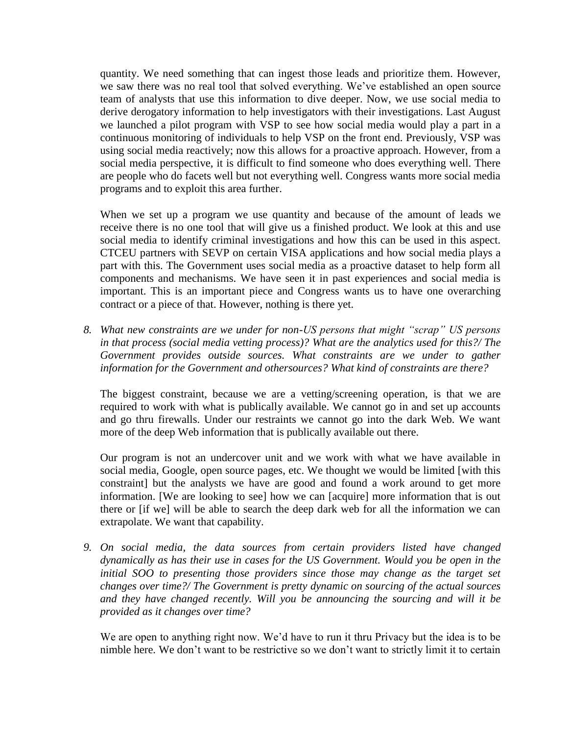quantity. We need something that can ingest those leads and prioritize them. However, we saw there was no real tool that solved everything. We've established an open source team of analysts that use this information to dive deeper. Now, we use social media to derive derogatory information to help investigators with their investigations. Last August we launched a pilot program with VSP to see how social media would play a part in a continuous monitoring of individuals to help VSP on the front end. Previously, VSP was using social media reactively; now this allows for a proactive approach. However, from a social media perspective, it is difficult to find someone who does everything well. There are people who do facets well but not everything well. Congress wants more social media programs and to exploit this area further.

When we set up a program we use quantity and because of the amount of leads we receive there is no one tool that will give us a finished product. We look at this and use social media to identify criminal investigations and how this can be used in this aspect. CTCEU partners with SEVP on certain VISA applications and how social media plays a part with this. The Government uses social media as a proactive dataset to help form all components and mechanisms. We have seen it in past experiences and social media is important. This is an important piece and Congress wants us to have one overarching contract or a piece of that. However, nothing is there yet.

8. *What new constraints are we under for non-US persons that might "scrap" US persons in that process (social media vetting process)? What are the analytics used for this?/ The Government provides outside sources. What constraints are we under to gather information for the Government and othersources? What kind of constraints are there?*

   The biggest constraint, because we are a vetting/screening operation, is that we are required to work with what is publically available. We cannot go in and set up accounts and go thru firewalls. Under our restraints we cannot go into the dark Web. We want more of the deep Web information that is publically available out there.

   Our program is not an undercover unit and we work with what we have available in social media, Google, open source pages, etc. We thought we would be limited [with this constraint] but the analysts we have are good and found a work around to get more information. [We are looking to see] how we can [acquire] more information that is out there or [if we] will be able to search the deep dark web for all the information we can extrapolate. We want that capability.

9. *On social media, the data sources from certain providers listed have changed dynamically as has their use in cases for the US Government. Would you be open in the initial SOO to presenting those providers since those may change as the target set changes over time?/ The Government is pretty dynamic on sourcing of the actual sources and they have changed recently. Will you be announcing the sourcing and will it be provided as it changes over time?*

   We are open to anything right now. We'd have to run it thru Privacy but the idea is to be nimble here. We don't want to be restrictive so we don't want to strictly limit it to certain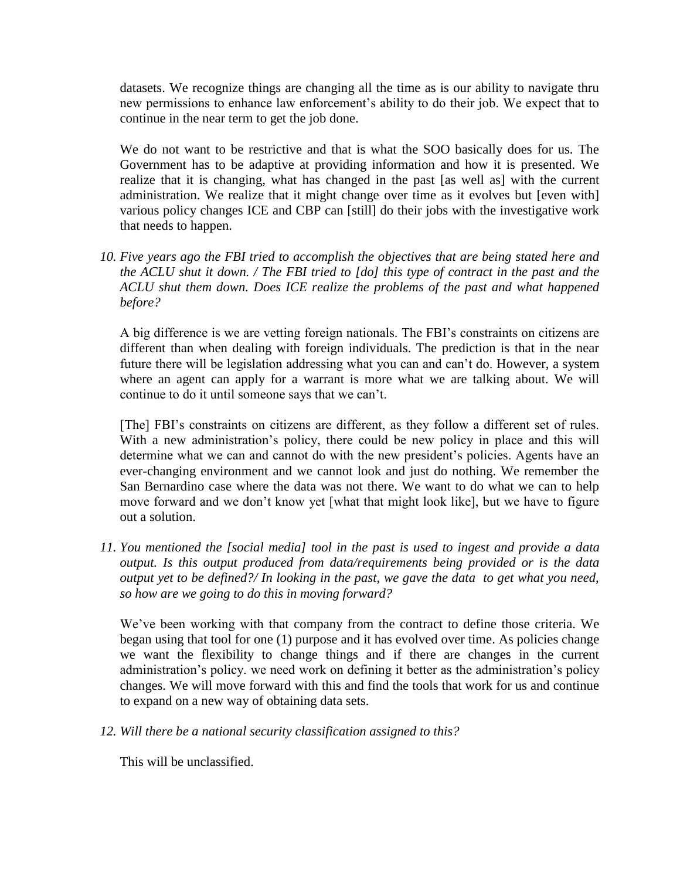datasets. We recognize things are changing all the time as is our ability to navigate thru new permissions to enhance law enforcement's ability to do their job. We expect that to continue in the near term to get the job done.

We do not want to be restrictive and that is what the SOO basically does for us. The Government has to be adaptive at providing information and how it is presented. We realize that it is changing, what has changed in the past [as well as] with the current administration. We realize that it might change over time as it evolves but [even with] various policy changes ICE and CBP can [still] do their jobs with the investigative work that needs to happen.

10. *Five years ago the FBI tried to accomplish the objectives that are being stated here and the ACLU shut it down. / The FBI tried to [do] this type of contract in the past and the ACLU shut them down. Does ICE realize the problems of the past and what happened before?*

    A big difference is we are vetting foreign nationals. The FBI's constraints on citizens are different than when dealing with foreign individuals. The prediction is that in the near future there will be legislation addressing what you can and can't do. However, a system where an agent can apply for a warrant is more what we are talking about. We will continue to do it until someone says that we can't.

    [The] FBI's constraints on citizens are different, as they follow a different set of rules. With a new administration's policy, there could be new policy in place and this will determine what we can and cannot do with the new president's policies. Agents have an ever-changing environment and we cannot look and just do nothing. We remember the San Bernardino case where the data was not there. We want to do what we can to help move forward and we don't know yet [what that might look like], but we have to figure out a solution.

11. *You mentioned the [social media] tool in the past is used to ingest and provide a data output. Is this output produced from data/requirements being provided or is the data output yet to be defined?/ In looking in the past, we gave the data to get what you need, so how are we going to do this in moving forward?*

    We've been working with that company from the contract to define those criteria. We began using that tool for one (1) purpose and it has evolved over time. As policies change we want the flexibility to change things and if there are changes in the current administration's policy. we need work on defining it better as the administration's policy changes. We will move forward with this and find the tools that work for us and continue to expand on a new way of obtaining data sets.

12. *Will there be a national security classification assigned to this?*

    This will be unclassified.